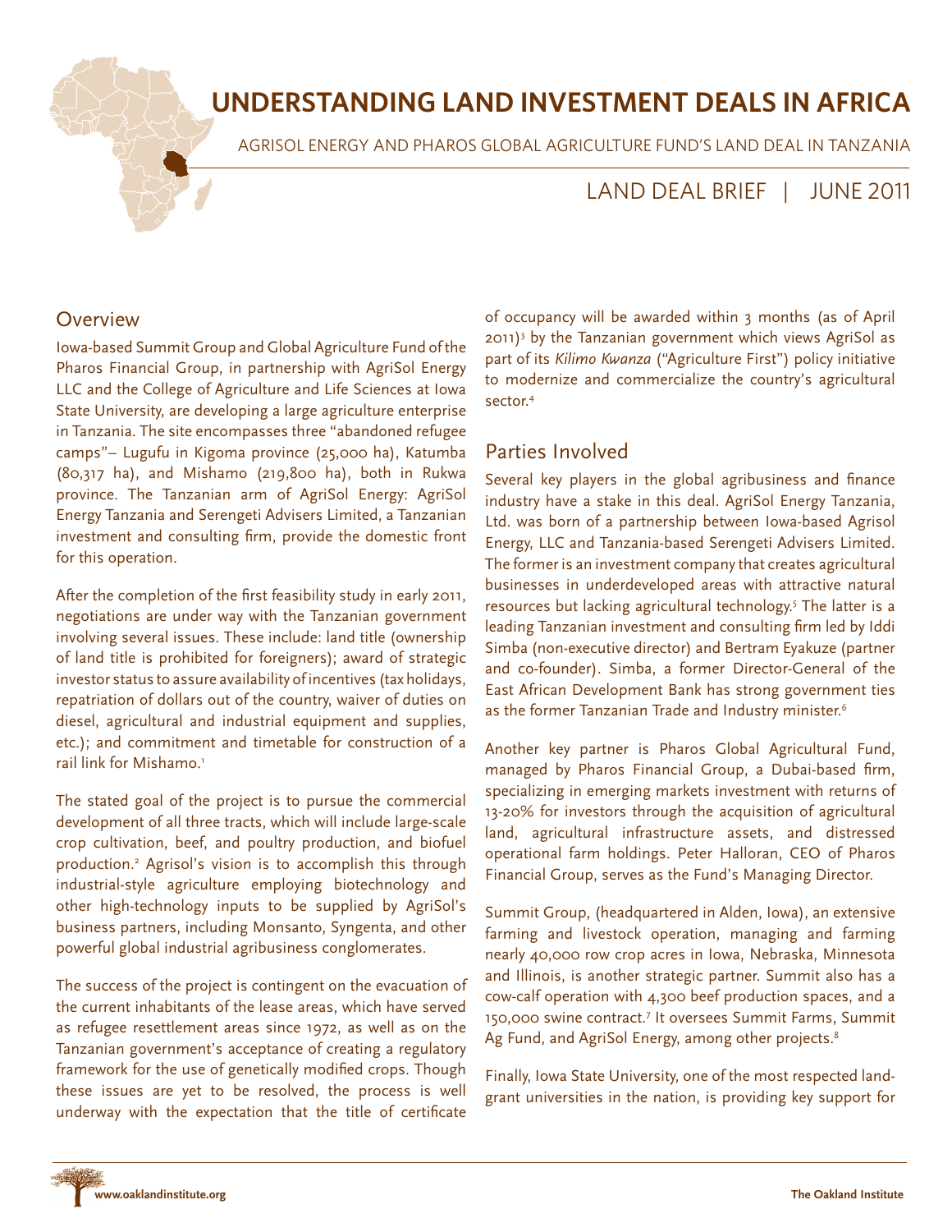# UNDERSTANDING LAND INVESTMENT DEALS IN AFRICA

AGRISOL ENERGY AND PHAROS GLOBAL AGRICULTURE FUND'S LAND DEAL IN TANZANIA

LAND DEAL BRIEF | JUNE 2011

## Overview

Iowa-based Summit Group and Global Agriculture Fund of the Pharos Financial Group, in partnership with AgriSol Energy LLC and the College of Agriculture and Life Sciences at Iowa State University, are developing a large agriculture enterprise in Tanzania. The site encompasses three "abandoned refugee camps"– Lugufu in Kigoma province (25,000 ha), Katumba (80,317 ha), and Mishamo (219,800 ha), both in Rukwa province. The Tanzanian arm of AgriSol Energy: AgriSol Energy Tanzania and Serengeti Advisers Limited, a Tanzanian investment and consulting firm, provide the domestic front for this operation.

After the completion of the first feasibility study in early 2011, negotiations are under way with the Tanzanian government involving several issues. These include: land title (ownership of land title is prohibited for foreigners); award of strategic investor status to assure availability of incentives (tax holidays, repatriation of dollars out of the country, waiver of duties on diesel, agricultural and industrial equipment and supplies, etc.); and commitment and timetable for construction of a rail link for Mishamo.[1]

The stated goal of the project is to pursue the commercial development of all three tracts, which will include large-scale crop cultivation, beef, and poultry production, and biofuel production.[2] Agrisol's vision is to accomplish this through industrial-style agriculture employing biotechnology and other high-technology inputs to be supplied by AgriSol's business partners, including Monsanto, Syngenta, and other powerful global industrial agribusiness conglomerates.

The success of the project is contingent on the evacuation of the current inhabitants of the lease areas, which have served as refugee resettlement areas since 1972, as well as on the Tanzanian government's acceptance of creating a regulatory framework for the use of genetically modified crops. Though these issues are yet to be resolved, the process is well underway with the expectation that the title of certificate of occupancy will be awarded within 3 months (as of April 2011)[3] by the Tanzanian government which views AgriSol as part of its *Kilimo Kwanza* ("Agriculture First") policy initiative to modernize and commercialize the country's agricultural sector.[4]

## Parties Involved

Several key players in the global agribusiness and finance industry have a stake in this deal. AgriSol Energy Tanzania, Ltd. was born of a partnership between Iowa-based Agrisol Energy, LLC and Tanzania-based Serengeti Advisers Limited. The former is an investment company that creates agricultural businesses in underdeveloped areas with attractive natural resources but lacking agricultural technology.[5] The latter is a leading Tanzanian investment and consulting firm led by Iddi Simba (non-executive director) and Bertram Eyakuze (partner and co-founder). Simba, a former Director-General of the East African Development Bank has strong government ties as the former Tanzanian Trade and Industry minister.[6]

Another key partner is Pharos Global Agricultural Fund, managed by Pharos Financial Group, a Dubai-based firm, specializing in emerging markets investment with returns of 13-20% for investors through the acquisition of agricultural land, agricultural infrastructure assets, and distressed operational farm holdings. Peter Halloran, CEO of Pharos Financial Group, serves as the Fund's Managing Director.

Summit Group, (headquartered in Alden, Iowa), an extensive farming and livestock operation, managing and farming nearly 40,000 row crop acres in Iowa, Nebraska, Minnesota and Illinois, is another strategic partner. Summit also has a cow-calf operation with 4,300 beef production spaces, and a 150,000 swine contract.[7] It oversees Summit Farms, Summit Ag Fund, and AgriSol Energy, among other projects.[8]

Finally, Iowa State University, one of the most respected land-grant universities in the nation, is providing key support for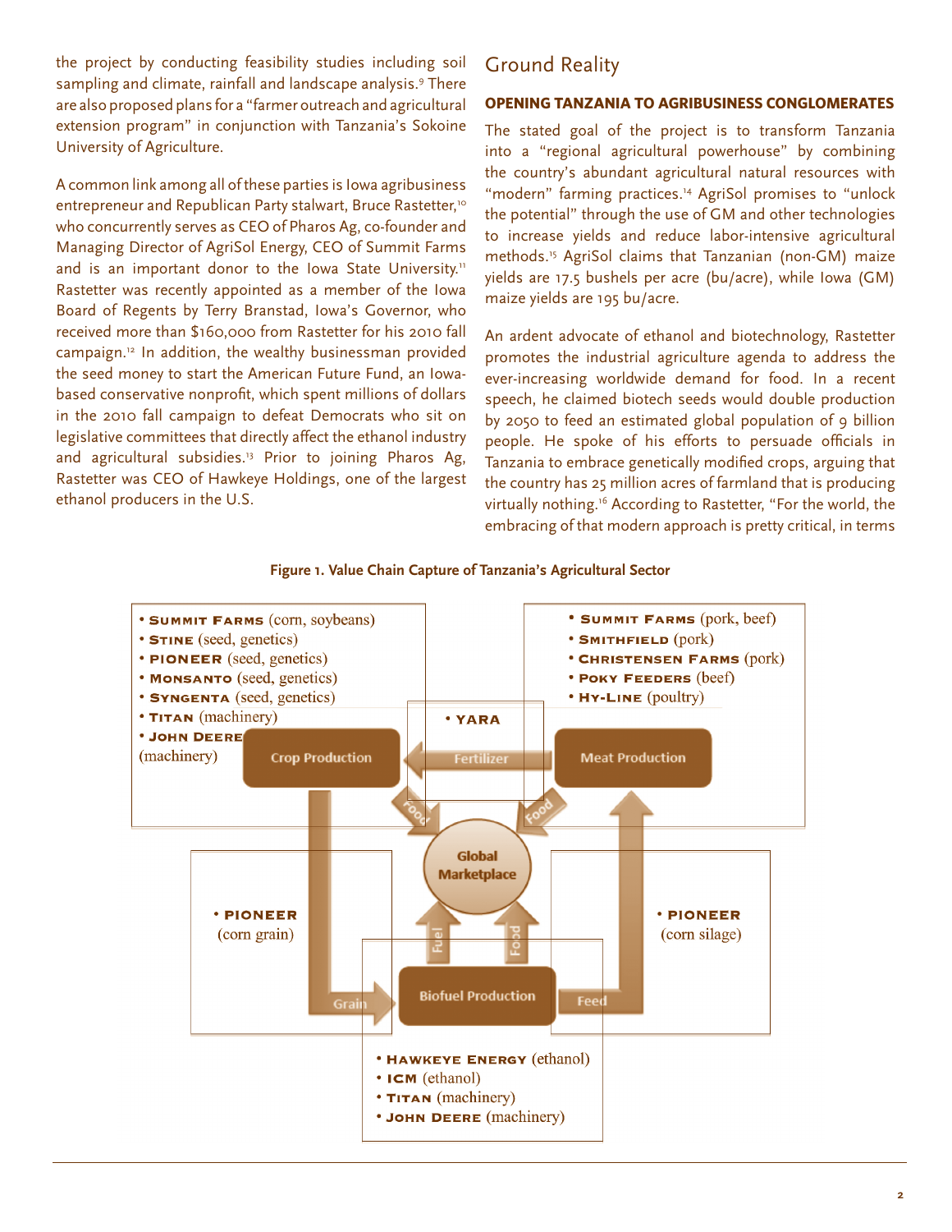the project by conducting feasibility studies including soil sampling and climate, rainfall and landscape analysis.[9] There are also proposed plans for a "farmer outreach and agricultural extension program" in conjunction with Tanzania's Sokoine University of Agriculture.

A common link among all of these parties is Iowa agribusiness entrepreneur and Republican Party stalwart, Bruce Rastetter,[10] who concurrently serves as CEO of Pharos Ag, co-founder and Managing Director of AgriSol Energy, CEO of Summit Farms and is an important donor to the Iowa State University.[11] Rastetter was recently appointed as a member of the Iowa Board of Regents by Terry Branstad, Iowa's Governor, who received more than $160,000 from Rastetter for his 2010 fall campaign.[12] In addition, the wealthy businessman provided the seed money to start the American Future Fund, an Iowa-based conservative nonprofit, which spent millions of dollars in the 2010 fall campaign to defeat Democrats who sit on legislative committees that directly affect the ethanol industry and agricultural subsidies.[13] Prior to joining Pharos Ag, Rastetter was CEO of Hawkeye Holdings, one of the largest ethanol producers in the U.S.

## Ground Reality

### OPENING TANZANIA TO AGRIBUSINESS CONGLOMERATES

The stated goal of the project is to transform Tanzania into a "regional agricultural powerhouse" by combining the country's abundant agricultural natural resources with "modern" farming practices.[14] AgriSol promises to "unlock the potential" through the use of GM and other technologies to increase yields and reduce labor-intensive agricultural methods.[15] AgriSol claims that Tanzanian (non-GM) maize yields are 17.5 bushels per acre (bu/acre), while Iowa (GM) maize yields are 195 bu/acre.

An ardent advocate of ethanol and biotechnology, Rastetter promotes the industrial agriculture agenda to address the ever-increasing worldwide demand for food. In a recent speech, he claimed biotech seeds would double production by 2050 to feed an estimated global population of 9 billion people. He spoke of his efforts to persuade officials in Tanzania to embrace genetically modified crops, arguing that the country has 25 million acres of farmland that is producing virtually nothing.[16] According to Rastetter, "For the world, the embracing of that modern approach is pretty critical, in terms

**Figure 1. Value Chain Capture of Tanzania's Agricultural Sector**

**Crop Production:**
- SUMMIT FARMS (corn, soybeans)
- STINE (seed, genetics)
- PIONEER (seed, genetics)
- MONSANTO (seed, genetics)
- SYNGENTA (seed, genetics)
- TITAN (machinery)
- JOHN DEERE (machinery)

**Fertilizer:**
- YARA

**Meat Production:**
- SUMMIT FARMS (pork, beef)
- SMITHFIELD (pork)
- CHRISTENSEN FARMS (pork)
- POKY FEEDERS (beef)
- HY-LINE (poultry)

**Grain:**
- PIONEER (corn grain)

**Feed:**
- PIONEER (corn silage)

**Biofuel Production:**
- HAWKEYE ENERGY (ethanol)
- ICM (ethanol)
- TITAN (machinery)
- JOHN DEERE (machinery)

Flows: Crop Production → Grain → Biofuel Production; Biofuel Production → Feed → Meat Production; Meat Production → Fertilizer → Crop Production; Crop Production, Meat Production → Food → Global Marketplace; Biofuel Production → Fuel, Food → Global Marketplace.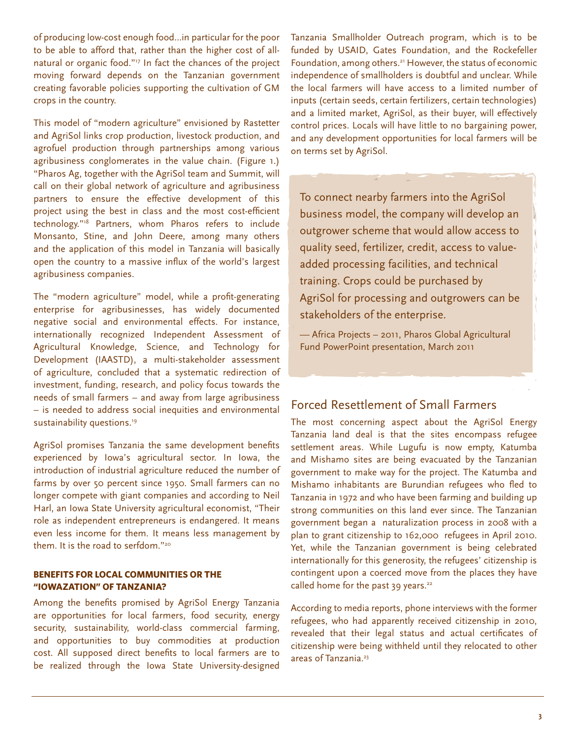of producing low-cost enough food...in particular for the poor to be able to afford that, rather than the higher cost of all-natural or organic food."[17] In fact the chances of the project moving forward depends on the Tanzanian government creating favorable policies supporting the cultivation of GM crops in the country.

This model of "modern agriculture" envisioned by Rastetter and AgriSol links crop production, livestock production, and agrofuel production through partnerships among various agribusiness conglomerates in the value chain. (Figure 1.) "Pharos Ag, together with the AgriSol team and Summit, will call on their global network of agriculture and agribusiness partners to ensure the effective development of this project using the best in class and the most cost-efficient technology."[18] Partners, whom Pharos refers to include Monsanto, Stine, and John Deere, among many others and the application of this model in Tanzania will basically open the country to a massive influx of the world's largest agribusiness companies.

The "modern agriculture" model, while a profit-generating enterprise for agribusinesses, has widely documented negative social and environmental effects. For instance, internationally recognized Independent Assessment of Agricultural Knowledge, Science, and Technology for Development (IAASTD), a multi-stakeholder assessment of agriculture, concluded that a systematic redirection of investment, funding, research, and policy focus towards the needs of small farmers – and away from large agribusiness – is needed to address social inequities and environmental sustainability questions.[19]

AgriSol promises Tanzania the same development benefits experienced by Iowa's agricultural sector. In Iowa, the introduction of industrial agriculture reduced the number of farms by over 50 percent since 1950. Small farmers can no longer compete with giant companies and according to Neil Harl, an Iowa State University agricultural economist, "Their role as independent entrepreneurs is endangered. It means even less income for them. It means less management by them. It is the road to serfdom."[20]

### BENEFITS FOR LOCAL COMMUNITIES OR THE "IOWAZATION" OF TANZANIA?

Among the benefits promised by AgriSol Energy Tanzania are opportunities for local farmers, food security, energy security, sustainability, world-class commercial farming, and opportunities to buy commodities at production cost. All supposed direct benefits to local farmers are to be realized through the Iowa State University-designed Tanzania Smallholder Outreach program, which is to be funded by USAID, Gates Foundation, and the Rockefeller Foundation, among others.[21] However, the status of economic independence of smallholders is doubtful and unclear. While the local farmers will have access to a limited number of inputs (certain seeds, certain fertilizers, certain technologies) and a limited market, AgriSol, as their buyer, will effectively control prices. Locals will have little to no bargaining power, and any development opportunities for local farmers will be on terms set by AgriSol.

> To connect nearby farmers into the AgriSol business model, the company will develop an outgrower scheme that would allow access to quality seed, fertilizer, credit, access to value-added processing facilities, and technical training. Crops could be purchased by AgriSol for processing and outgrowers can be stakeholders of the enterprise.
>
> — Africa Projects – 2011, Pharos Global Agricultural Fund PowerPoint presentation, March 2011

## Forced Resettlement of Small Farmers

The most concerning aspect about the AgriSol Energy Tanzania land deal is that the sites encompass refugee settlement areas. While Lugufu is now empty, Katumba and Mishamo sites are being evacuated by the Tanzanian government to make way for the project. The Katumba and Mishamo inhabitants are Burundian refugees who fled to Tanzania in 1972 and who have been farming and building up strong communities on this land ever since. The Tanzanian government began a naturalization process in 2008 with a plan to grant citizenship to 162,000 refugees in April 2010. Yet, while the Tanzanian government is being celebrated internationally for this generosity, the refugees' citizenship is contingent upon a coerced move from the places they have called home for the past 39 years.[22]

According to media reports, phone interviews with the former refugees, who had apparently received citizenship in 2010, revealed that their legal status and actual certificates of citizenship were being withheld until they relocated to other areas of Tanzania.[23]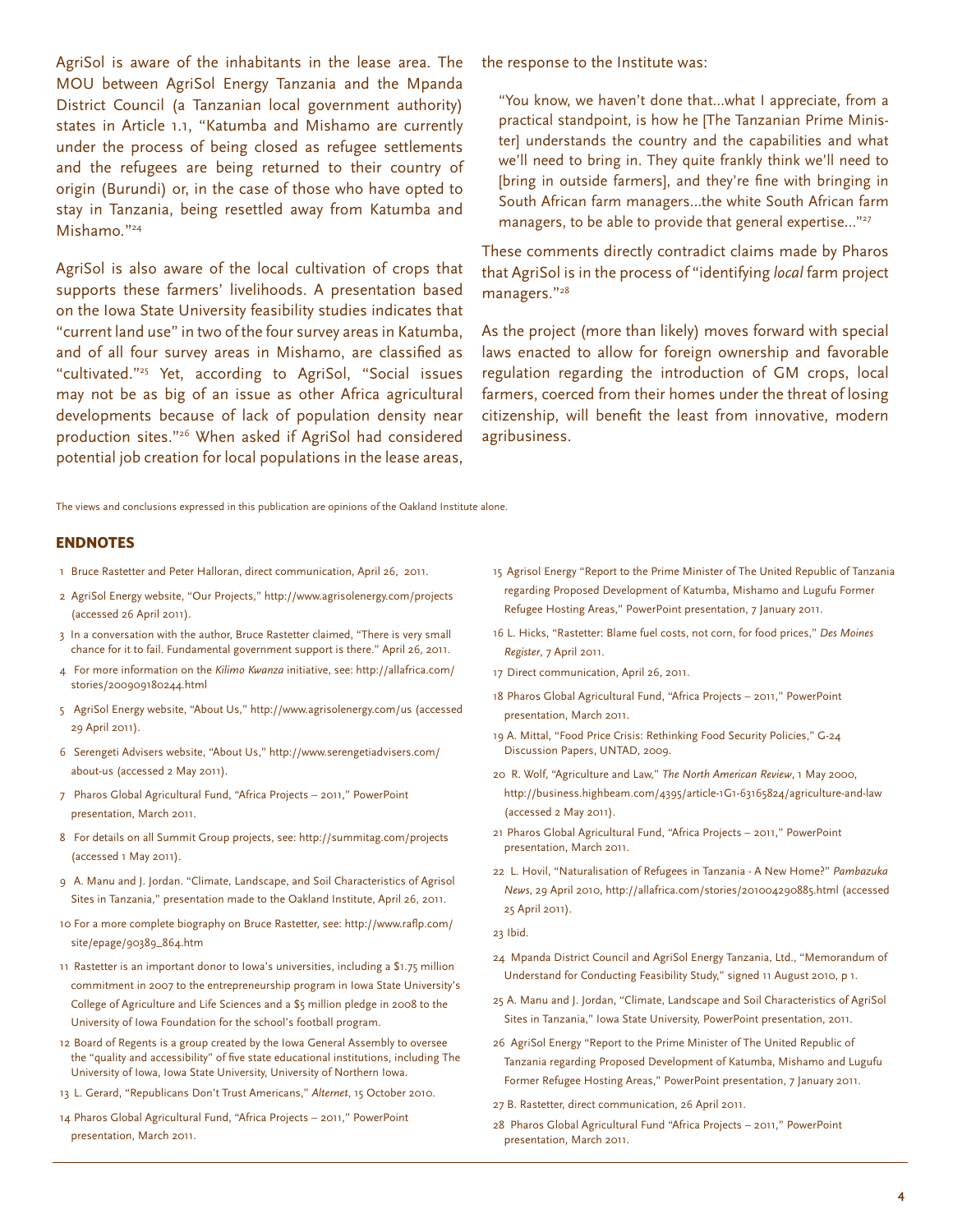AgriSol is aware of the inhabitants in the lease area. The MOU between AgriSol Energy Tanzania and the Mpanda District Council (a Tanzanian local government authority) states in Article 1.1, "Katumba and Mishamo are currently under the process of being closed as refugee settlements and the refugees are being returned to their country of origin (Burundi) or, in the case of those who have opted to stay in Tanzania, being resettled away from Katumba and Mishamo."[24]

AgriSol is also aware of the local cultivation of crops that supports these farmers' livelihoods. A presentation based on the Iowa State University feasibility studies indicates that "current land use" in two of the four survey areas in Katumba, and of all four survey areas in Mishamo, are classified as "cultivated."[25] Yet, according to AgriSol, "Social issues may not be as big of an issue as other Africa agricultural developments because of lack of population density near production sites."[26] When asked if AgriSol had considered potential job creation for local populations in the lease areas, the response to the Institute was:

> "You know, we haven't done that…what I appreciate, from a practical standpoint, is how he [The Tanzanian Prime Minister] understands the country and the capabilities and what we'll need to bring in. They quite frankly think we'll need to [bring in outside farmers], and they're fine with bringing in South African farm managers…the white South African farm managers, to be able to provide that general expertise…"[27]

These comments directly contradict claims made by Pharos that AgriSol is in the process of "identifying *local* farm project managers."[28]

As the project (more than likely) moves forward with special laws enacted to allow for foreign ownership and favorable regulation regarding the introduction of GM crops, local farmers, coerced from their homes under the threat of losing citizenship, will benefit the least from innovative, modern agribusiness.

The views and conclusions expressed in this publication are opinions of the Oakland Institute alone.

## ENDNOTES

1 Bruce Rastetter and Peter Halloran, direct communication, April 26, 2011.

2 AgriSol Energy website, "Our Projects," http://www.agrisolenergy.com/projects (accessed 26 April 2011).

3 In a conversation with the author, Bruce Rastetter claimed, "There is very small chance for it to fail. Fundamental government support is there." April 26, 2011.

4 For more information on the *Kilimo Kwanza* initiative, see: http://allafrica.com/stories/200909180244.html

5 AgriSol Energy website, "About Us," http://www.agrisolenergy.com/us (accessed 29 April 2011).

6 Serengeti Advisers website, "About Us," http://www.serengetiadvisers.com/about-us (accessed 2 May 2011).

7 Pharos Global Agricultural Fund, "Africa Projects – 2011," PowerPoint presentation, March 2011.

8 For details on all Summit Group projects, see: http://summitag.com/projects (accessed 1 May 2011).

9 A. Manu and J. Jordan. "Climate, Landscape, and Soil Characteristics of Agrisol Sites in Tanzania," presentation made to the Oakland Institute, April 26, 2011.

10 For a more complete biography on Bruce Rastetter, see: http://www.raflp.com/site/epage/90389_864.htm

11 Rastetter is an important donor to Iowa's universities, including a $1.75 million commitment in 2007 to the entrepreneurship program in Iowa State University's College of Agriculture and Life Sciences and a $5 million pledge in 2008 to the University of Iowa Foundation for the school's football program.

12 Board of Regents is a group created by the Iowa General Assembly to oversee the "quality and accessibility" of five state educational institutions, including The University of Iowa, Iowa State University, University of Northern Iowa.

13 L. Gerard, "Republicans Don't Trust Americans," *Alternet*, 15 October 2010.

14 Pharos Global Agricultural Fund, "Africa Projects – 2011," PowerPoint presentation, March 2011.

15 Agrisol Energy "Report to the Prime Minister of The United Republic of Tanzania regarding Proposed Development of Katumba, Mishamo and Lugufu Former Refugee Hosting Areas," PowerPoint presentation, 7 January 2011.

16 L. Hicks, "Rastetter: Blame fuel costs, not corn, for food prices," *Des Moines Register*, 7 April 2011.

17 Direct communication, April 26, 2011.

18 Pharos Global Agricultural Fund, "Africa Projects – 2011," PowerPoint presentation, March 2011.

19 A. Mittal, "Food Price Crisis: Rethinking Food Security Policies," G-24 Discussion Papers, UNTAD, 2009.

20 R. Wolf, "Agriculture and Law," *The North American Review*, 1 May 2000, http://business.highbeam.com/4395/article-1G1-63165824/agriculture-and-law (accessed 2 May 2011).

21 Pharos Global Agricultural Fund, "Africa Projects – 2011," PowerPoint presentation, March 2011.

22 L. Hovil, "Naturalisation of Refugees in Tanzania - A New Home?" *Pambazuka News*, 29 April 2010, http://allafrica.com/stories/201004290885.html (accessed 25 April 2011).

23 Ibid.

24 Mpanda District Council and AgriSol Energy Tanzania, Ltd., "Memorandum of Understand for Conducting Feasibility Study," signed 11 August 2010, p 1.

25 A. Manu and J. Jordan, "Climate, Landscape and Soil Characteristics of AgriSol Sites in Tanzania," Iowa State University, PowerPoint presentation, 2011.

26 AgriSol Energy "Report to the Prime Minister of The United Republic of Tanzania regarding Proposed Development of Katumba, Mishamo and Lugufu Former Refugee Hosting Areas," PowerPoint presentation, 7 January 2011.

27 B. Rastetter, direct communication, 26 April 2011.

28 Pharos Global Agricultural Fund "Africa Projects – 2011," PowerPoint presentation, March 2011.